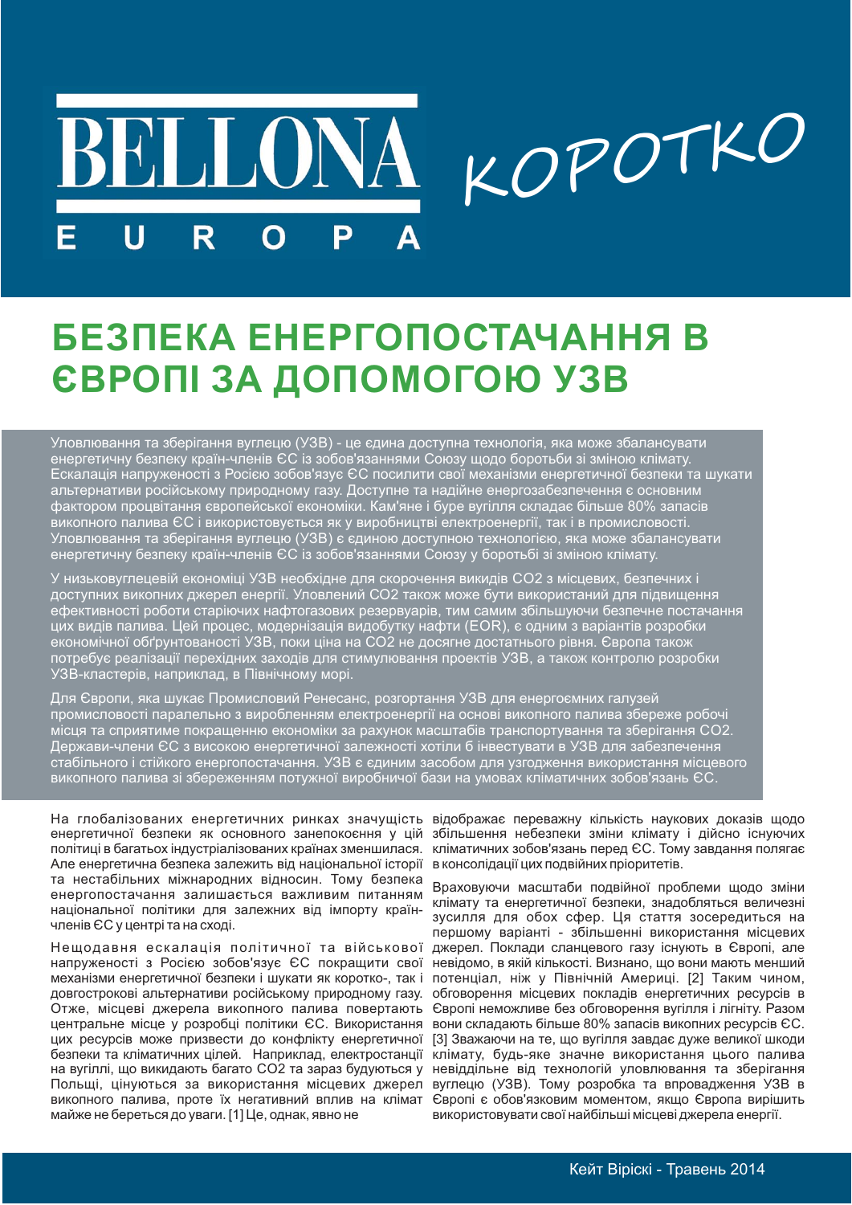BELLONA EUROPA КОРОТКО

# БЕЗПЕКА ЕНЕРГОПОСТАЧАННЯ В ЄВРОПІ ЗА ДОПОМОГОЮ УЗВ

Уловлювання та зберігання вуглецю (УЗВ) - це єдина доступна технологія, яка може збалансувати енергетичну безпеку країн-членів ЄС із зобов'язаннями Союзу щодо боротьби зі зміною клімату. Ескалація напруженості з Росією зобов'язує ЄС посилити свої механізми енергетичної безпеки та шукати альтернативи російському природному газу. Доступне та надійне енергозабезпечення є основним фактором процвітання європейської економіки. Кам'яне і буре вугілля складає більше 80% запасів викопного палива ЄС і використовується як у виробництві електроенергії, так і в промисловості. Уловлювання та зберігання вуглецю (УЗВ) є єдиною доступною технологією, яка може збалансувати енергетичну безпеку країн-членів ЄС із зобов'язаннями Союзу у боротьбі зі зміною клімату.

У низьковуглецевій економіці УЗВ необхідне для скорочення викидів $CO_2$ з місцевих, безпечних і доступних викопних джерел енергії. Уловлений $CO_2$ також може бути використаний для підвищення ефективності роботи старіючих нафтогазових резервуарів, тим самим збільшуючи безпечне постачання цих видів палива. Цей процес, модернізація видобутку нафти (EOR), є одним з варіантів розробки економічної обґрунтованості УЗВ, поки ціна на $CO_2$ не досягне достатнього рівня. Європа також потребує реалізації перехідних заходів для стимулювання проектів УЗВ, а також контролю розробки УЗВ-кластерів, наприклад, в Північному морі.

Для Європи, яка шукає Промисловий Ренесанс, розгортання УЗВ для енергоємних галузей промисловості паралельно з виробленням електроенергії на основі викопного палива збереже робочі місця та сприятиме покращенню економіки за рахунок масштабів транспортування та зберігання $CO_2$. Держави-члени ЄС з високою енергетичною залежності хотіли б інвестувати в УЗВ для забезпечення стабільного і стійкого енергопостачання. УЗВ є єдиним засобом для узгодження використання місцевого викопного палива зі збереженням потужної виробничої бази на умовах кліматичних зобов'язань ЄС.

На глобалізованих енергетичних ринках значущість енергетичної безпеки як основного занепокоєння у цій політиці в багатьох індустріалізованих країнах зменшилася. Але енергетична безпека залежить від національної історії та нестабільних міжнародних відносин. Тому безпека енергопостачання залишається важливим питанням національної політики для залежних від імпорту країн-членів ЄС у центрі та на сході.

Нещодавня ескалація політичної та військової напруженості з Росією зобов'язує ЄС покращити свої механізми енергетичної безпеки і шукати як коротко-, так і довгострокові альтернативи російському природному газу. Отже, місцеві джерела викопного палива повертають центральне місце у розробці політики ЄС. Використання цих ресурсів може призвести до конфлікту енергетичної безпеки та кліматичних цілей. Наприклад, електростанції на вугіллі, що викидають багато $CO_2$ та зараз будуються у Польщі, цінуються за використання місцевих джерел викопного палива, проте їх негативний вплив на клімат майже не береться до уваги. [1] Це, однак, явно не відображає переважну кількість наукових доказів щодо збільшення небезпеки зміни клімату і дійсно існуючих кліматичних зобов'язань перед ЄС. Тому завдання полягає в консолідації цих подвійних пріоритетів.

Враховуючи масштаби подвійної проблеми щодо зміни клімату та енергетичної безпеки, знадобляться величезні зусилля для обох сфер. Ця стаття зосередиться на першому варіанті - збільшенні використання місцевих джерел. Поклади сланцевого газу існують в Європі, але невідомо, в якій кількості. Визнано, що вони мають менший потенціал, ніж у Північній Америці. [2] Таким чином, обговорення місцевих покладів енергетичних ресурсів в Європі неможливе без обговорення вугілля і лігніту. Разом вони складають більше 80% запасів викопних ресурсів ЄС. [3] Зважаючи на те, що вугілля завдає дуже великої шкоди клімату, будь-яке значне використання цього палива невіддільне від технологій уловлювання та зберігання вуглецю (УЗВ). Тому розробка та впровадження УЗВ в Європі є обов'язковим моментом, якщо Європа вирішить використовувати свої найбільші місцеві джерела енергії.

Кейт Віріскі - Травень 2014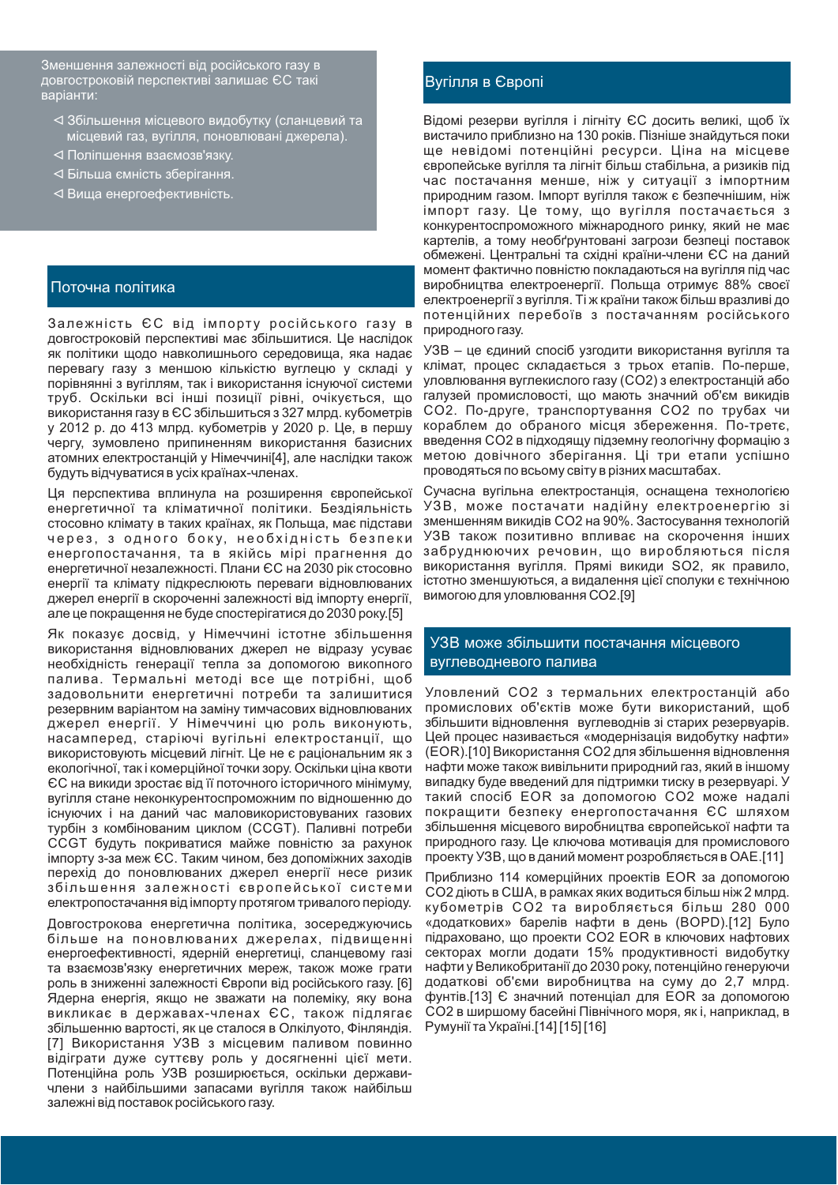Зменшення залежності від російського газу в довгостроковій перспективі залишає ЄС такі варіанти:

- Збільшення місцевого видобутку (сланцевий та місцевий газ, вугілля, поновлювані джерела).
- Поліпшення взаємозв'язку.
- Більша ємність зберігання.
- Вища енергоефективність.

## Поточна політика

Залежність ЄС від імпорту російського газу в довгостроковій перспективі має збільшитися. Це наслідок як політики щодо навколишнього середовища, яка надає перевагу газу з меншою кількістю вуглецю у складі у порівнянні з вугіллям, так і використання існуючої системи труб. Оскільки всі інші позиції рівні, очікується, що використання газу в ЄС збільшиться з 327 млрд. кубометрів у 2012 р. до 413 млрд. кубометрів у 2020 р. Це, в першу чергу, зумовлено припиненням використання базисних атомних електростанцій у Німеччині[4], але наслідки також будуть відчуватися в усіх країнах-членах.

Ця перспектива вплинула на розширення європейської енергетичної та кліматичної політики. Бездіяльність стосовно клімату в таких країнах, як Польща, має підстави через, з одного боку, необхідність безпеки енергопостачання, та в якійсь мірі прагнення до енергетичної незалежності. Плани ЄС на 2030 рік стосовно енергії та клімату підкреслюють переваги відновлюваних джерел енергії в скороченні залежності від імпорту енергії, але це покращення не буде спостерігатися до 2030 року.[5]

Як показує досвід, у Німеччині істотне збільшення використання відновлюваних джерел не відразу усуває необхідність генерації тепла за допомогою викопного палива. Термальні методи все ще потрібні, щоб задовольнити енергетичні потреби та залишитися резервним варіантом на заміну тимчасових відновлюваних джерел енергії. У Німеччині цю роль виконують, насамперед, старіючі вугільні електростанції, що використовують місцевий лігніт. Це не є раціональним як з екологічної, так і комерційної точки зору. Оскільки ціна квоти ЄС на викиди зростає від її поточного історичного мінімуму, вугілля стане неконкурентоспроможним по відношенню до існуючих і на даний час маловикористовуваних газових турбін з комбінованим циклом (CCGT). Паливні потреби CCGT будуть покриватися майже повністю за рахунок імпорту з-за меж ЄС. Таким чином, без допоміжних заходів перехід до поновлюваних джерел енергії несе ризик збільшення залежності європейської системи електропостачання від імпорту протягом тривалого періоду.

Довгострокова енергетична політика, зосереджуючись більше на поновлюваних джерелах, підвищенні енергоефективності, ядерній енергетиці, сланцевому газі та взаємозв'язку енергетичних мереж, також може грати роль в зниженні залежності Європи від російського газу. [6] Ядерна енергія, якщо не зважати на полеміку, яку вона викликає в державах-членах ЄС, також підлягає збільшенню вартості, як це сталося в Олкілуото, Фінляндія. [7] Використання УЗВ з місцевим паливом повинно відіграти дуже суттєву роль у досягненні цієї мети. Потенційна роль УЗВ розширюється, оскільки держави-члени з найбільшими запасами вугілля також найбільш залежні від поставок російського газу.

## Вугілля в Європі

Відомі резерви вугілля і лігніту ЄС досить великі, щоб їх вистачило приблизно на 130 років. Пізніше знайдуться поки ще невідомі потенційні ресурси. Ціна на місцеве європейське вугілля та лігніт більш стабільна, а ризиків під час постачання менше, ніж у ситуації з імпортним природним газом. Імпорт вугілля також є безпечнішим, ніж імпорт газу. Це тому, що вугілля постачається з конкурентоспроможного міжнародного ринку, який не має картелів, а тому необґрунтовані загрози безпеці поставок обмежені. Центральні та східні країни-члени ЄС на даний момент фактично повністю покладаються на вугілля під час виробництва електроенергії. Польща отримує 88% своєї електроенергії з вугілля. Ті ж країни також більш вразливі до потенційних перебоїв з постачанням російського природного газу.

УЗВ – це єдиний спосіб узгодити використання вугілля та клімат, процес складається з трьох етапів. По-перше, уловлювання вуглекислого газу ($CO_2$) з електростанцій або галузей промисловості, що мають значний об'єм викидів $CO_2$. По-друге, транспортування $CO_2$ по трубах чи кораблем до обраного місця збереження. По-третє, введення $CO_2$ в підходящу підземну геологічну формацію з метою довічного зберігання. Ці три етапи успішно проводяться по всьому світу в різних масштабах.

Сучасна вугільна електростанція, оснащена технологією УЗВ, може постачати надійну електроенергію зі зменшенням викидів $CO_2$ на 90%. Застосування технологій УЗВ також позитивно впливає на скорочення інших забруднюючих речовин, що виробляються після використання вугілля. Прямі викиди $SO_2$, як правило, істотно зменшуються, а видалення цієї сполуки є технічною вимогою для уловлювання $CO_2$.[9]

## УЗВ може збільшити постачання місцевого вуглеводневого палива

Уловлений $CO_2$ з термальних електростанцій або промислових об'єктів може бути використаний, щоб збільшити відновлення вуглеводнів зі старих резервуарів. Цей процес називається «модернізація видобутку нафти» (EOR).[10] Використання $CO_2$ для збільшення відновлення нафти може також вивільнити природний газ, який в іншому випадку буде введений для підтримки тиску в резервуарі. У такий спосіб EOR за допомогою $CO_2$ може надалі покращити безпеку енергопостачання ЄС шляхом збільшення місцевого виробництва європейської нафти та природного газу. Це ключова мотивація для промислового проекту УЗВ, що в даний момент розробляється в ОАЕ.[11]

Приблизно 114 комерційних проектів EOR за допомогою $CO_2$ діють в США, в рамках яких водиться більш ніж 2 млрд. кубометрів $CO_2$ та виробляється більш 280 000 «додаткових» барелів нафти в день (BOPD).[12] Було підраховано, що проекти $CO_2$ EOR в ключових нафтових секторах могли додати 15% продуктивності видобутку нафти у Великобританії до 2030 року, потенційно генеруючи додаткові об'єми виробництва на суму до 2,7 млрд. фунтів.[13] Є значний потенціал для EOR за допомогою $CO_2$ в ширшому басейні Північного моря, як і, наприклад, в Румунії та Україні.[14] [15] [16]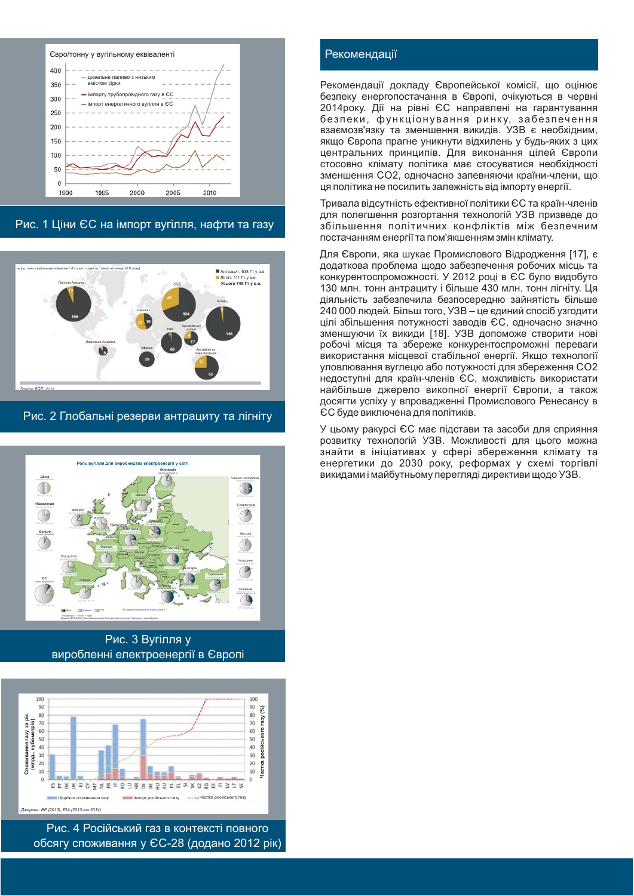Рис. 1 Ціни ЄС на імпорт вугілля, нафти та газу

Рис. 2 Глобальні резерви антрациту та лігніту

Рис. 3 Вугілля у виробленні електроенергії в Європі

Рис. 4 Російський газ в контексті повного обсягу споживання у ЄС-28 (додано 2012 рік)

## Рекомендації

Рекомендації докладу Європейської комісії, що оцінює безпеку енергопостачання в Європі, очікуються в червні 2014році. Дії на рівні ЄС направлені на гарантування безпеки, функціонування ринку, забезпечення взаємозв'язку та зменшення викидів. УЗВ є необхідним, якщо Європа прагне уникнути відхилень у будь-яких з цих центральних принципів. Для виконання цілей Європи стосовно клімату політика має стосуватися необхідності зменшення $CO_2$, одночасно запевняючи країни-члени, що ця політика не посилить залежність від імпорту енергії.

Тривала відсутність ефективної політики ЄС та країн-членів для полегшення розгортання технологій УЗВ призведе до збільшення політичних конфліктів між безпечним постачанням енергії та пом'якшенням змін клімату.

Для Європи, яка шукає Промислового Відродження [17], є додаткова проблема щодо забезпечення робочих місць та конкурентоспроможності. У 2012 році в ЄС було видобуто 130 млн. тонн антрациту і більше 430 млн. тонн лігніту. Ця діяльність забезпечила безпосередню зайнятість більше 240 000 людей. Більш того, УЗВ – це єдиний спосіб узгодити цілі збільшення потужності заводів ЄС, одночасно значно зменшуючи їх викиди [18]. УЗВ допоможе створити нові робочі місця та збереже конкурентоспроможні переваги використання місцевої стабільної енергії. Якщо технології уловлювання вуглецю або потужності для збереження $CO_2$ недоступні для країн-членів ЄС, можливість використати найбільше джерело викопної енергії Європи, а також досягти успіху у впровадженні Промислового Ренесансу в ЄС буде виключена для політиків.

У цьому ракурсі ЄС має підстави та засоби для сприяння розвитку технологій УЗВ. Можливості для цього можна знайти в ініціативах у сфері збереження клімату та енергетики до 2030 року, реформах у схемі торгівлі викидами і майбутньому перегляді директиви щодо УЗВ.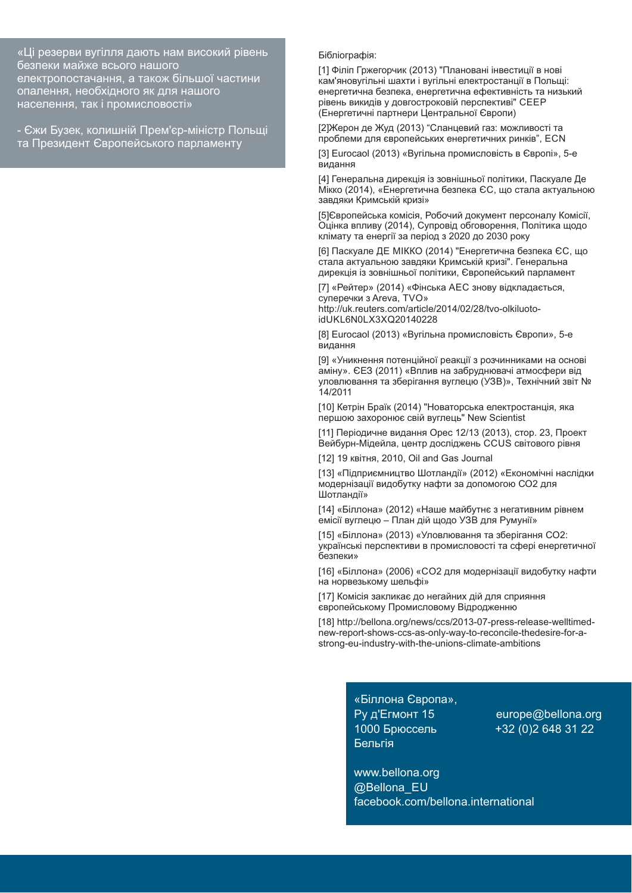> «Ці резерви вугілля дають нам високий рівень безпеки майже всього нашого електропостачання, а також більшої частини опалення, необхідного як для нашого населення, так і промисловості»
>
> - Єжи Бузек, колишній Прем'єр-міністр Польщі та Президент Європейського парламенту

Бібліографія:

[1] Філіп Гржегорчик (2013) "Плановані інвестиції в нові кам'яновугільні шахти і вугільні електростанції в Польщі: енергетична безпека, енергетична ефективність та низький рівень викидів у довгостроковій перспективі" CEEP (Енергетичні партнери Центральної Європи)

[2]Жерон де Жуд (2013) "Сланцевий газ: можливості та проблеми для європейських енергетичних ринків", ECN

[3] Eurocaol (2013) «Вугільна промисловість в Європі», 5-е видання

[4] Генеральна дирекція із зовнішньої політики, Паскуале Де Мікко (2014), «Енергетична безпека ЄС, що стала актуальною завдяки Кримській кризі»

[5]Європейська комісія, Робочий документ персоналу Комісії, Оцінка впливу (2014), Супровід обговорення, Політика щодо клімату та енергії за період з 2020 до 2030 року

[6] Паскуале ДЕ МІККО (2014) "Енергетична безпека ЄС, що стала актуальною завдяки Кримській кризі". Генеральна дирекція із зовнішньої політики, Європейський парламент

[7] «Рейтер» (2014) «Фінська АЕС знову відкладається, суперечки з Areva, TVO» http://uk.reuters.com/article/2014/02/28/tvo-olkiluoto-idUKL6N0LX3XQ20140228

[8] Eurocaol (2013) «Вугільна промисловість Європи», 5-е видання

[9] «Уникнення потенційної реакції з розчинниками на основі аміну». ЄЕЗ (2011) «Вплив на забруднювачі атмосфери від уловлювання та зберігання вуглецю (УЗВ)», Технічний звіт № 14/2011

[10] Кетрін Браїк (2014) "Новаторська електростанція, яка першою захоронює свій вуглець" New Scientist

[11] Періодичне видання Opec 12/13 (2013), стор. 23, Проект Вейбурн-Мідейла, центр досліджень CCUS світового рівня

[12] 19 квітня, 2010, Oil and Gas Journal

[13] «Підприємництво Шотландії» (2012) «Економічні наслідки модернізації видобутку нафти за допомогою CO2 для Шотландії»

[14] «Біллона» (2012) «Наше майбутнє з негативним рівнем емісії вуглецю – План дій щодо УЗВ для Румунії»

[15] «Біллона» (2013) «Уловлювання та зберігання CO2: українські перспективи в промисловості та сфері енергетичної безпеки»

[16] «Біллона» (2006) «CO2 для модернізації видобутку нафти на норвезькому шельфі»

[17] Комісія закликає до негайних дій для сприяння європейському Промисловому Відродженню

[18] http://bellona.org/news/ccs/2013-07-press-release-welltimed-new-report-shows-ccs-as-only-way-to-reconcile-thedesire-for-a-strong-eu-industry-with-the-unions-climate-ambitions

«Біллона Європа»,
Ру д'Егмонт 15
1000 Брюссель
Бельгія

europe@bellona.org
+32 (0)2 648 31 22

www.bellona.org
@Bellona_EU
facebook.com/bellona.international